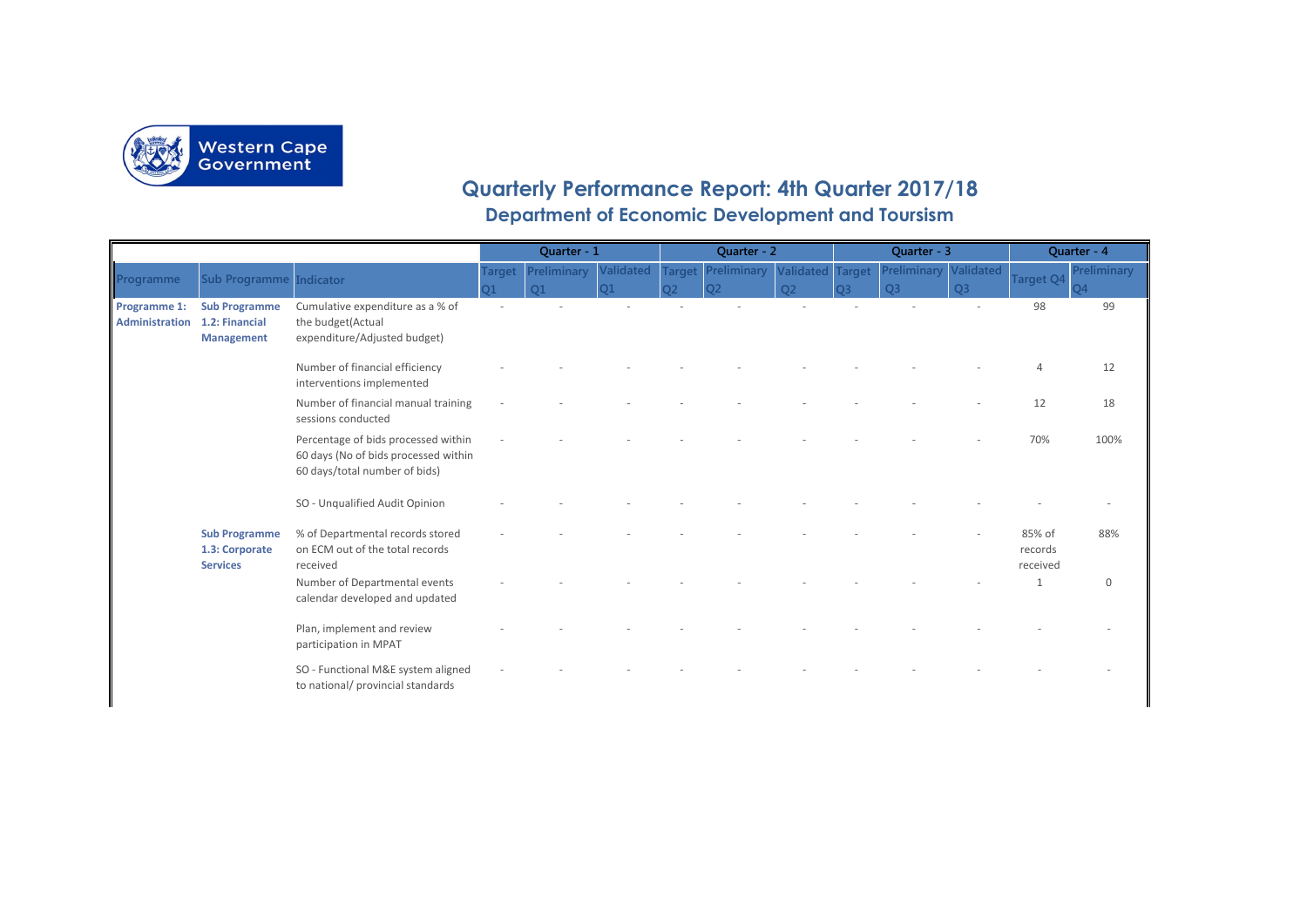Western Cape Government

# Quarterly Performance Report: 4th Quarter 2017/18

## Department of Economic Development and Toursism

| | | | Quarter - 1 | | | Quarter - 2 | | | Quarter - 3 | | | Quarter - 4 | |
|---|---|---|---|---|---|---|---|---|---|---|---|---|---|
| Programme | Sub Programme | Indicator | Target Q1 | Preliminary Q1 | Validated Q1 | Target Q2 | Preliminary Q2 | Validated Q2 | Target Q3 | Preliminary Q3 | Validated Q3 | Target Q4 | Preliminary Q4 |
| **Programme 1: Administration** | **Sub Programme 1.2: Financial Management** | Cumulative expenditure as a % of the budget(Actual expenditure/Adjusted budget) | - | - | - | - | - | - | - | - | - | 98 | 99 |
| | | Number of financial efficiency interventions implemented | - | - | - | - | - | - | - | - | - | 4 | 12 |
| | | Number of financial manual training sessions conducted | - | - | - | - | - | - | - | - | - | 12 | 18 |
| | | Percentage of bids processed within 60 days (No of bids processed within 60 days/total number of bids) | - | - | - | - | - | - | - | - | - | 70% | 100% |
| | | SO - Unqualified Audit Opinion | - | - | - | - | - | - | - | - | - | - | - |
| | **Sub Programme 1.3: Corporate Services** | % of Departmental records stored on ECM out of the total records received | - | - | - | - | - | - | - | - | - | 85% of records received | 88% |
| | | Number of Departmental events calendar developed and updated | - | - | - | - | - | - | - | - | - | 1 | 0 |
| | | Plan, implement and review participation in MPAT | - | - | - | - | - | - | - | - | - | - | - |
| | | SO - Functional M&E system aligned to national/ provincial standards | - | - | - | - | - | - | - | - | - | - | - |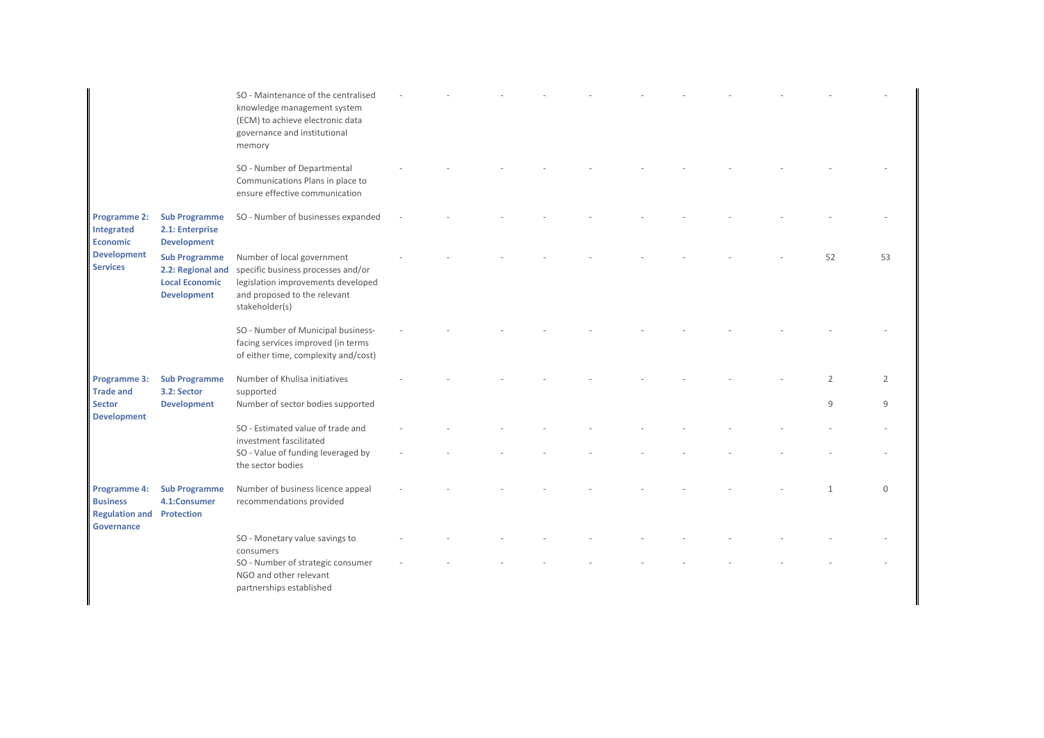| | | | | | | | | | | | | | |
|---|---|---|---|---|---|---|---|---|---|---|---|---|---|
| | | SO - Maintenance of the centralised knowledge management system (ECM) to achieve electronic data governance and institutional memory | - | - | - | - | - | - | - | - | - | - | - |
| | | SO - Number of Departmental Communications Plans in place to ensure effective communication | - | - | - | - | - | - | - | - | - | - | - |
| **Programme 2: Integrated Economic Development Services** | **Sub Programme 2.1: Enterprise Development** | SO - Number of businesses expanded | - | - | - | - | - | - | - | - | - | - | - |
| | **Sub Programme 2.2: Regional and Local Economic Development** | Number of local government specific business processes and/or legislation improvements developed and proposed to the relevant stakeholder(s) | - | - | - | - | - | - | - | - | - | 52 | 53 |
| | | SO - Number of Municipal business-facing services improved (in terms of either time, complexity and/cost) | - | - | - | - | - | - | - | - | - | - | - |
| **Programme 3: Trade and Sector Development** | **Sub Programme 3.2: Sector Development** | Number of Khulisa initiatives supported | - | - | - | - | - | - | - | - | - | 2 | 2 |
| | | Number of sector bodies supported | | | | | | | | | | 9 | 9 |
| | | SO - Estimated value of trade and investment fascilitated | - | - | - | - | - | - | - | - | - | - | - |
| | | SO - Value of funding leveraged by the sector bodies | - | - | - | - | - | - | - | - | - | - | - |
| **Programme 4: Business Regulation and Governance** | **Sub Programme 4.1:Consumer Protection** | Number of business licence appeal recommendations provided | - | - | - | - | - | - | - | - | - | 1 | 0 |
| | | SO - Monetary value savings to consumers | - | - | - | - | - | - | - | - | - | - | - |
| | | SO - Number of strategic consumer NGO and other relevant partnerships established | - | - | - | - | - | - | - | - | - | - | - |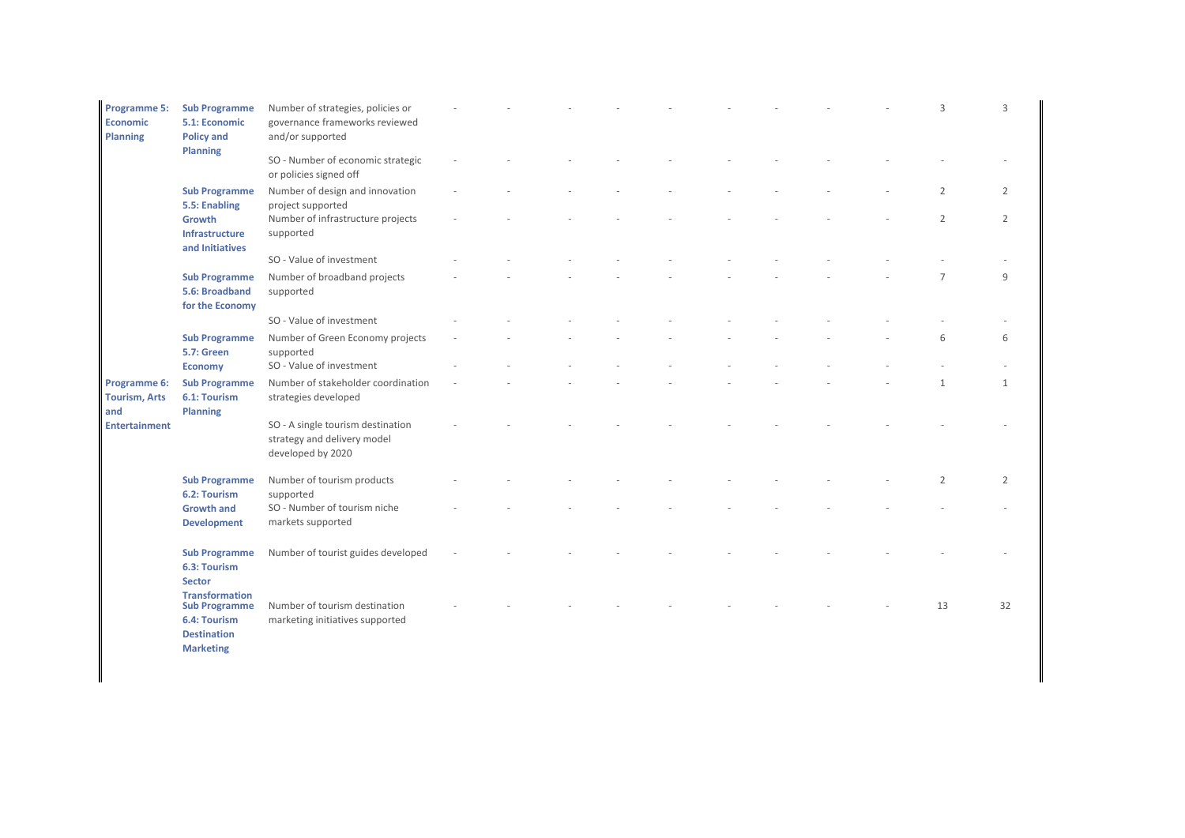| | | | | | | | | | | | | | |
|---|---|---|---|---|---|---|---|---|---|---|---|---|---|
| **Programme 5: Economic Planning** | **Sub Programme 5.1: Economic Policy and Planning** | Number of strategies, policies or governance frameworks reviewed and/or supported | - | - | - | - | - | - | - | - | - | 3 | 3 |
| | | SO - Number of economic strategic or policies signed off | - | - | - | - | - | - | - | - | - | - | - |
| | **Sub Programme 5.5: Enabling Growth Infrastructure and Initiatives** | Number of design and innovation project supported | - | - | - | - | - | - | - | - | - | 2 | 2 |
| | | Number of infrastructure projects supported | - | - | - | - | - | - | - | - | - | 2 | 2 |
| | | SO - Value of investment | - | - | - | - | - | - | - | - | - | - | - |
| | **Sub Programme 5.6: Broadband for the Economy** | Number of broadband projects supported | - | - | - | - | - | - | - | - | - | 7 | 9 |
| | | SO - Value of investment | - | - | - | - | - | - | - | - | - | - | - |
| | **Sub Programme 5.7: Green Economy** | Number of Green Economy projects supported | - | - | - | - | - | - | - | - | - | 6 | 6 |
| | | SO - Value of investment | - | - | - | - | - | - | - | - | - | - | - |
| **Programme 6: Tourism, Arts and Entertainment** | **Sub Programme 6.1: Tourism Planning** | Number of stakeholder coordination strategies developed | - | - | - | - | - | - | - | - | - | 1 | 1 |
| | | SO - A single tourism destination strategy and delivery model developed by 2020 | - | - | - | - | - | - | - | - | - | - | - |
| | **Sub Programme 6.2: Tourism Growth and Development** | Number of tourism products supported | - | - | - | - | - | - | - | - | - | 2 | 2 |
| | | SO - Number of tourism niche markets supported | - | - | - | - | - | - | - | - | - | - | - |
| | **Sub Programme 6.3: Tourism Sector Transformation** | Number of tourist guides developed | - | - | - | - | - | - | - | - | - | - | - |
| | **Sub Programme 6.4: Tourism Destination Marketing** | Number of tourism destination marketing initiatives supported | - | - | - | - | - | - | - | - | - | 13 | 32 |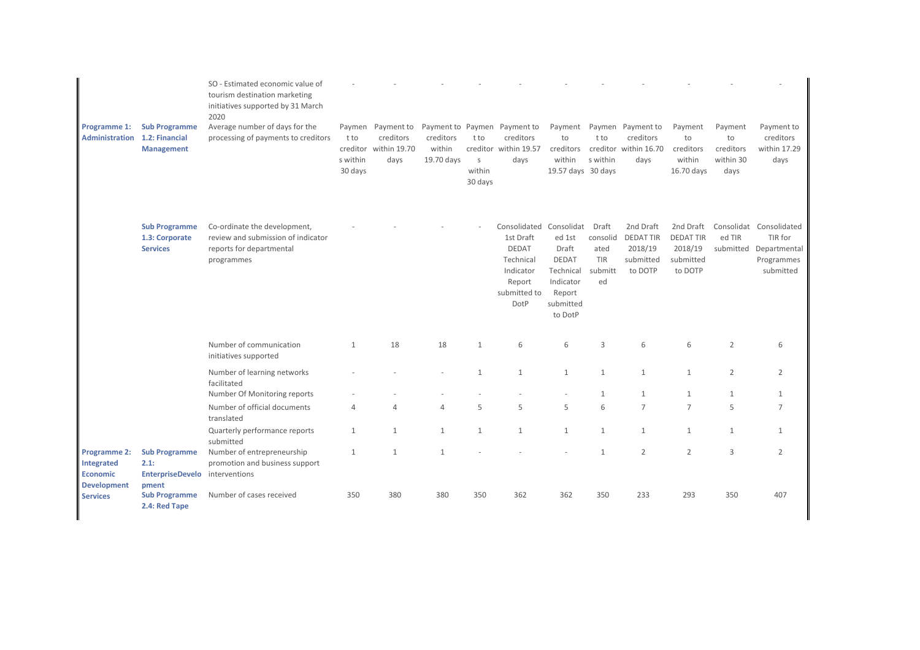|  |  | SO - Estimated economic value of tourism destination marketing initiatives supported by 31 March 2020 | - | - | - | - | - | - | - | - | - | - | - |
|---|---|---|---|---|---|---|---|---|---|---|---|---|---|
| **Programme 1: Administration** | **Sub Programme 1.2: Financial Management** | Average number of days for the processing of payments to creditors | Payment to creditors within 30 days | Payment to creditors within 19.70 days | Payment to creditors within 19.70 days | Payment to creditors within 30 days | Payment to creditors within 19.57 days | Payment to creditors within 19.57 days | Payment to creditors within 30 days | Payment to creditors within 16.70 days | Payment to creditors within 16.70 days | Payment to creditors within 30 days | Payment to creditors within 17.29 days |
|  | **Sub Programme 1.3: Corporate Services** | Co-ordinate the development, review and submission of indicator reports for departmental programmes | - | - | - | - | Consolidated 1st Draft DEDAT Technical Indicator Report submitted to DotP | Consolidated 1st Draft DEDAT Technical Indicator Report submitted to DotP | Draft consolidated TIR submitted | 2nd Draft DEDAT TIR 2018/19 submitted to DOTP | 2nd Draft DEDAT TIR 2018/19 submitted to DOTP | Consolidated TIR submitted | Consolidated TIR for Departmental Programmes submitted |
|  |  | Number of communication initiatives supported | 1 | 18 | 18 | 1 | 6 | 6 | 3 | 6 | 6 | 2 | 6 |
|  |  | Number of learning networks facilitated | - | - | - | 1 | 1 | 1 | 1 | 1 | 1 | 2 | 2 |
|  |  | Number Of Monitoring reports | - | - | - | - | - | - | 1 | 1 | 1 | 1 | 1 |
|  |  | Number of official documents translated | 4 | 4 | 4 | 5 | 5 | 5 | 6 | 7 | 7 | 5 | 7 |
|  |  | Quarterly performance reports submitted | 1 | 1 | 1 | 1 | 1 | 1 | 1 | 1 | 1 | 1 | 1 |
| **Programme 2: Integrated Economic Development Services** | **Sub Programme 2.1: EnterpriseDevelopment** | Number of entrepreneurship promotion and business support interventions | 1 | 1 | 1 | - | - | - | 1 | 2 | 2 | 3 | 2 |
|  | **Sub Programme 2.4: Red Tape** | Number of cases received | 350 | 380 | 380 | 350 | 362 | 362 | 350 | 233 | 293 | 350 | 407 |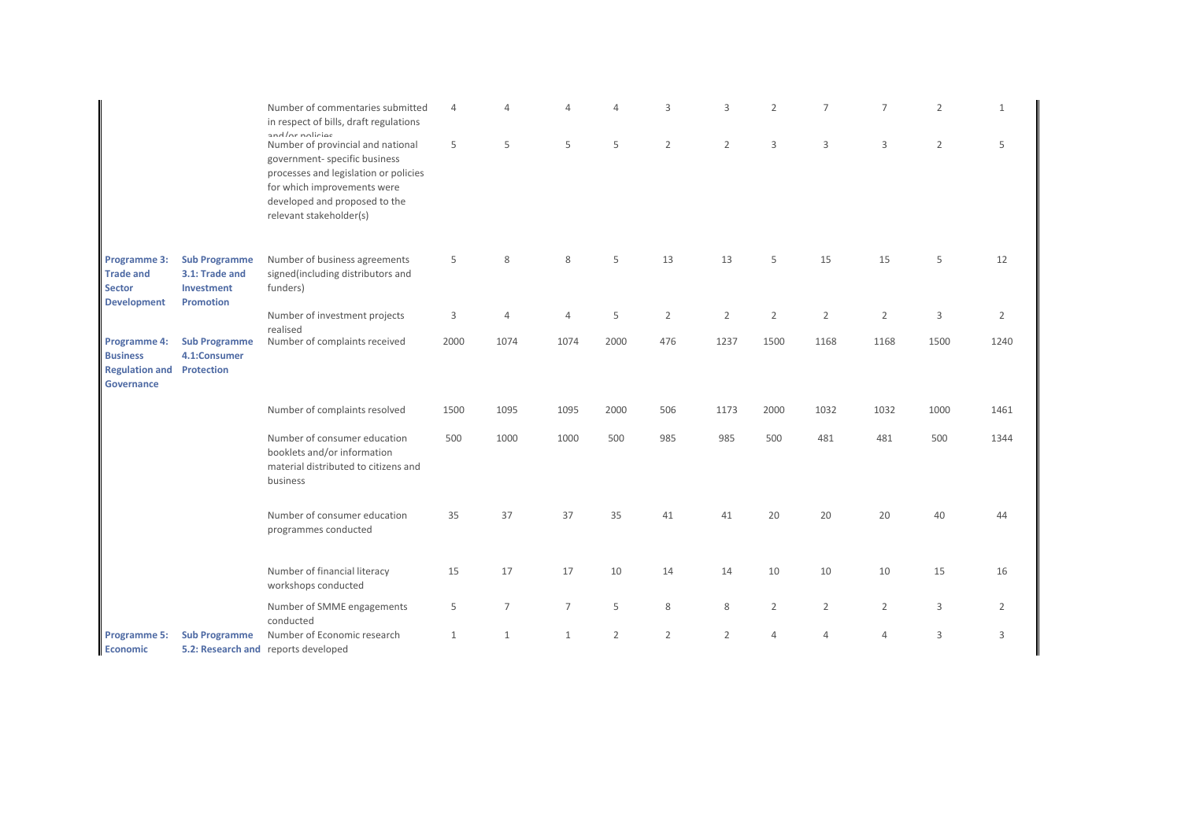| | | | | | | | | | | | | | |
|---|---|---|---|---|---|---|---|---|---|---|---|---|---|
| | | Number of commentaries submitted in respect of bills, draft regulations and/or policies | 4 | 4 | 4 | 4 | 3 | 3 | 2 | 7 | 7 | 2 | 1 |
| | | Number of provincial and national government- specific business processes and legislation or policies for which improvements were developed and proposed to the relevant stakeholder(s) | 5 | 5 | 5 | 5 | 2 | 2 | 3 | 3 | 3 | 2 | 5 |
| **Programme 3: Trade and Sector Development** | **Sub Programme 3.1: Trade and Investment Promotion** | Number of business agreements signed(including distributors and funders) | 5 | 8 | 8 | 5 | 13 | 13 | 5 | 15 | 15 | 5 | 12 |
| | | Number of investment projects realised | 3 | 4 | 4 | 5 | 2 | 2 | 2 | 2 | 2 | 3 | 2 |
| **Programme 4: Business Regulation and Governance** | **Sub Programme 4.1:Consumer Protection** | Number of complaints received | 2000 | 1074 | 1074 | 2000 | 476 | 1237 | 1500 | 1168 | 1168 | 1500 | 1240 |
| | | Number of complaints resolved | 1500 | 1095 | 1095 | 2000 | 506 | 1173 | 2000 | 1032 | 1032 | 1000 | 1461 |
| | | Number of consumer education booklets and/or information material distributed to citizens and business | 500 | 1000 | 1000 | 500 | 985 | 985 | 500 | 481 | 481 | 500 | 1344 |
| | | Number of consumer education programmes conducted | 35 | 37 | 37 | 35 | 41 | 41 | 20 | 20 | 20 | 40 | 44 |
| | | Number of financial literacy workshops conducted | 15 | 17 | 17 | 10 | 14 | 14 | 10 | 10 | 10 | 15 | 16 |
| | | Number of SMME engagements conducted | 5 | 7 | 7 | 5 | 8 | 8 | 2 | 2 | 2 | 3 | 2 |
| **Programme 5: Economic** | **Sub Programme 5.2: Research and** | Number of Economic research reports developed | 1 | 1 | 1 | 2 | 2 | 2 | 4 | 4 | 4 | 3 | 3 |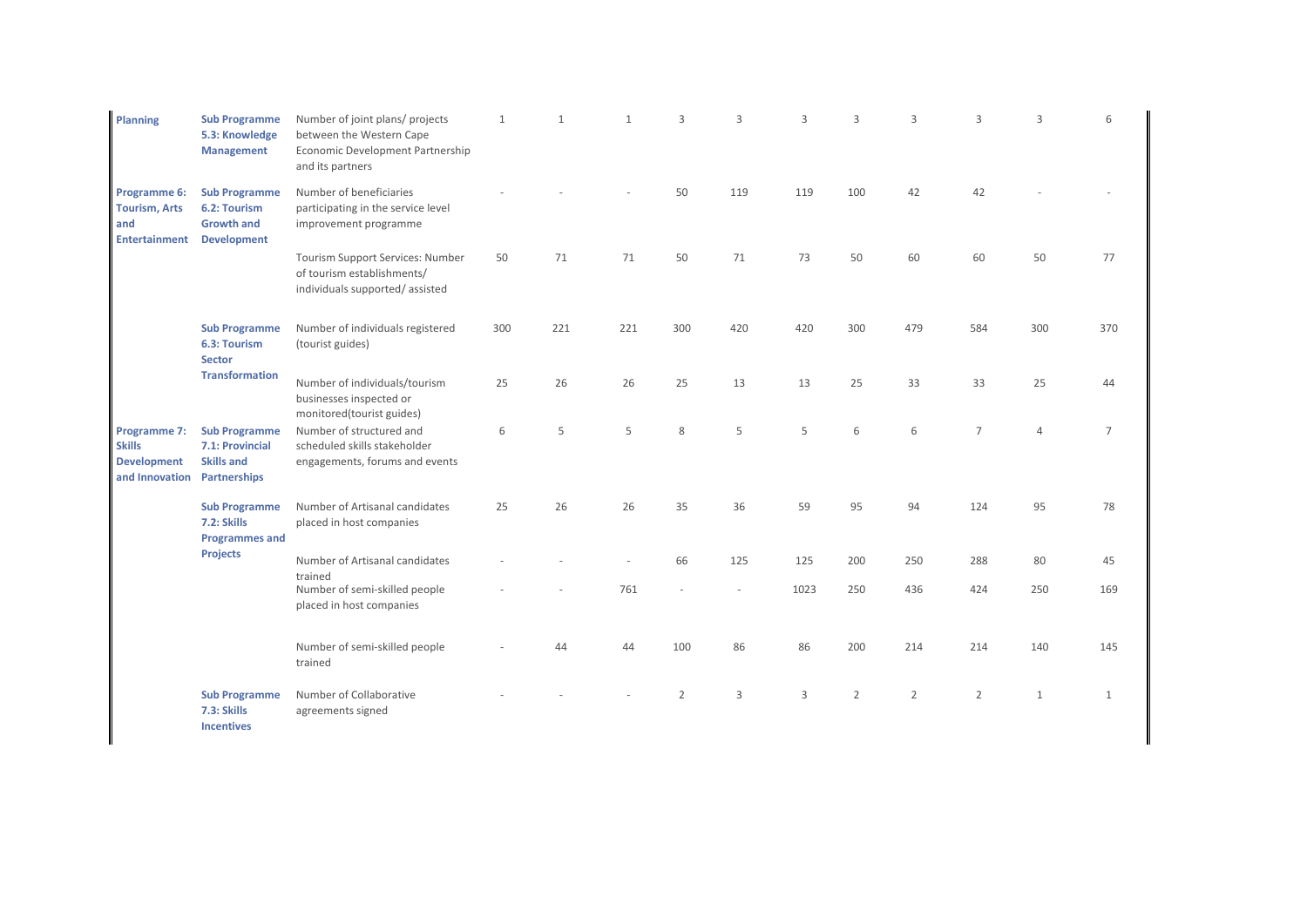| | | | | | | | | | | | | | |
|---|---|---|---|---|---|---|---|---|---|---|---|---|---|
| **Planning** | **Sub Programme 5.3: Knowledge Management** | Number of joint plans/ projects between the Western Cape Economic Development Partnership and its partners | 1 | 1 | 1 | 3 | 3 | 3 | 3 | 3 | 3 | 3 | 6 |
| **Programme 6: Tourism, Arts and Entertainment** | **Sub Programme 6.2: Tourism Growth and Development** | Number of beneficiaries participating in the service level improvement programme | - | - | - | 50 | 119 | 119 | 100 | 42 | 42 | - | - |
| | | Tourism Support Services: Number of tourism establishments/ individuals supported/ assisted | 50 | 71 | 71 | 50 | 71 | 73 | 50 | 60 | 60 | 50 | 77 |
| | **Sub Programme 6.3: Tourism Sector Transformation** | Number of individuals registered (tourist guides) | 300 | 221 | 221 | 300 | 420 | 420 | 300 | 479 | 584 | 300 | 370 |
| | | Number of individuals/tourism businesses inspected or monitored(tourist guides) | 25 | 26 | 26 | 25 | 13 | 13 | 25 | 33 | 33 | 25 | 44 |
| **Programme 7: Skills Development and Innovation** | **Sub Programme 7.1: Provincial Skills and Partnerships** | Number of structured and scheduled skills stakeholder engagements, forums and events | 6 | 5 | 5 | 8 | 5 | 5 | 6 | 6 | 7 | 4 | 7 |
| | **Sub Programme 7.2: Skills Programmes and Projects** | Number of Artisanal candidates placed in host companies | 25 | 26 | 26 | 35 | 36 | 59 | 95 | 94 | 124 | 95 | 78 |
| | | Number of Artisanal candidates trained | - | - | - | 66 | 125 | 125 | 200 | 250 | 288 | 80 | 45 |
| | | Number of semi-skilled people placed in host companies | - | - | 761 | - | - | 1023 | 250 | 436 | 424 | 250 | 169 |
| | | Number of semi-skilled people trained | - | 44 | 44 | 100 | 86 | 86 | 200 | 214 | 214 | 140 | 145 |
| | **Sub Programme 7.3: Skills Incentives** | Number of Collaborative agreements signed | - | - | - | 2 | 3 | 3 | 2 | 2 | 2 | 1 | 1 |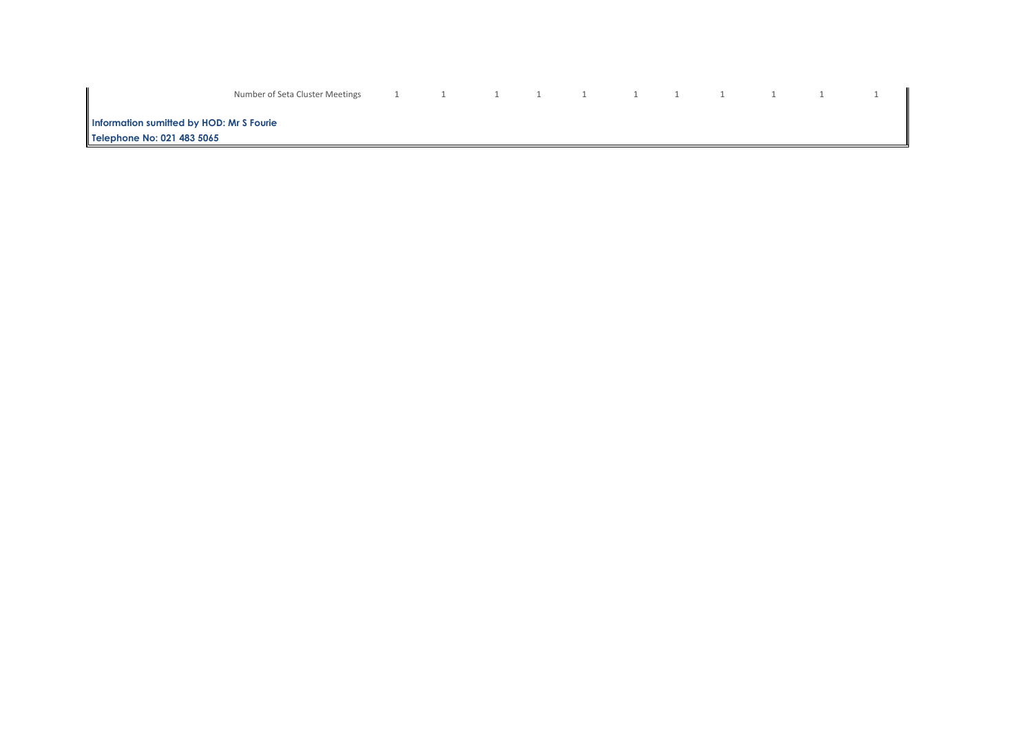| | | | | | | | | | | | |
|---|---|---|---|---|---|---|---|---|---|---|---|
| Number of Seta Cluster Meetings | 1 | 1 | 1 | 1 | 1 | 1 | 1 | 1 | 1 | 1 | 1 |

**Information sumitted by HOD: Mr S Fourie**

**Telephone No: 021 483 5065**